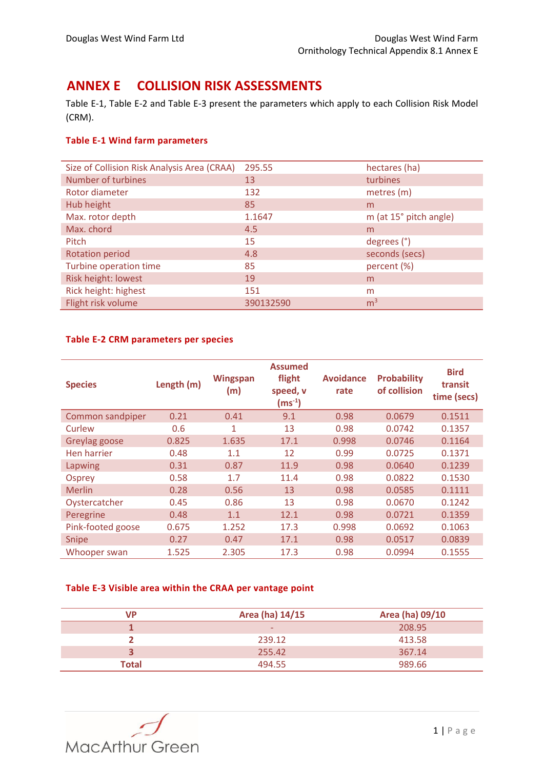# ANNEX E COLLISION RISK ASSESSMENTS

Table E-1, Table E-2 and Table E-3 present the parameters which apply to each Collision Risk Model (CRM).

### Table E-1 Wind farm parameters

| | | |
|---|---|---|
| Size of Collision Risk Analysis Area (CRAA) | 295.55 | hectares (ha) |
| Number of turbines | 13 | turbines |
| Rotor diameter | 132 | metres (m) |
| Hub height | 85 | m |
| Max. rotor depth | 1.1647 | m (at 15° pitch angle) |
| Max. chord | 4.5 | m |
| Pitch | 15 | degrees (°) |
| Rotation period | 4.8 | seconds (secs) |
| Turbine operation time | 85 | percent (%) |
| Risk height: lowest | 19 | m |
| Rick height: highest | 151 | m |
| Flight risk volume | 390132590 | $m^3$ |

### Table E-2 CRM parameters per species

| Species | Length (m) | Wingspan (m) | Assumed flight speed, v ($ms^{-1}$) | Avoidance rate | Probability of collision | Bird transit time (secs) |
|---|---|---|---|---|---|---|
| Common sandpiper | 0.21 | 0.41 | 9.1 | 0.98 | 0.0679 | 0.1511 |
| Curlew | 0.6 | 1 | 13 | 0.98 | 0.0742 | 0.1357 |
| Greylag goose | 0.825 | 1.635 | 17.1 | 0.998 | 0.0746 | 0.1164 |
| Hen harrier | 0.48 | 1.1 | 12 | 0.99 | 0.0725 | 0.1371 |
| Lapwing | 0.31 | 0.87 | 11.9 | 0.98 | 0.0640 | 0.1239 |
| Osprey | 0.58 | 1.7 | 11.4 | 0.98 | 0.0822 | 0.1530 |
| Merlin | 0.28 | 0.56 | 13 | 0.98 | 0.0585 | 0.1111 |
| Oystercatcher | 0.45 | 0.86 | 13 | 0.98 | 0.0670 | 0.1242 |
| Peregrine | 0.48 | 1.1 | 12.1 | 0.98 | 0.0721 | 0.1359 |
| Pink-footed goose | 0.675 | 1.252 | 17.3 | 0.998 | 0.0692 | 0.1063 |
| Snipe | 0.27 | 0.47 | 17.1 | 0.98 | 0.0517 | 0.0839 |
| Whooper swan | 1.525 | 2.305 | 17.3 | 0.98 | 0.0994 | 0.1555 |

### Table E-3 Visible area within the CRAA per vantage point

| VP | Area (ha) 14/15 | Area (ha) 09/10 |
|---|---|---|
| 1 | - | 208.95 |
| 2 | 239.12 | 413.58 |
| 3 | 255.42 | 367.14 |
| Total | 494.55 | 989.66 |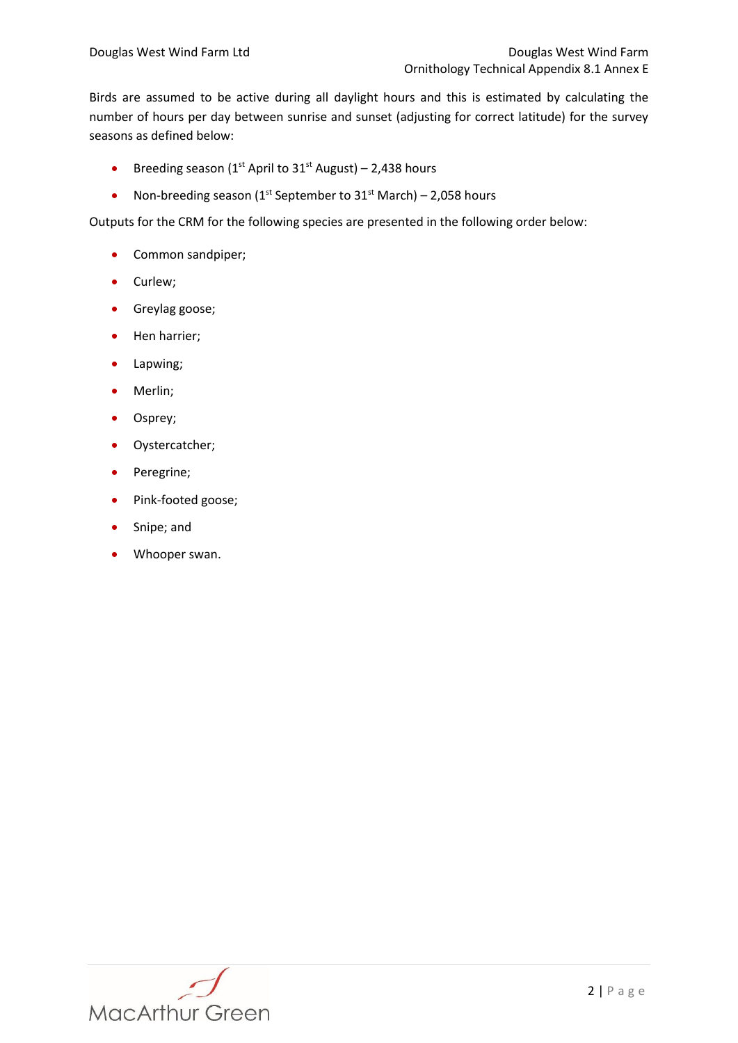Birds are assumed to be active during all daylight hours and this is estimated by calculating the number of hours per day between sunrise and sunset (adjusting for correct latitude) for the survey seasons as defined below:

- Breeding season (1st April to 31st August) – 2,438 hours
- Non-breeding season (1st September to 31st March) – 2,058 hours

Outputs for the CRM for the following species are presented in the following order below:

- Common sandpiper;
- Curlew;
- Greylag goose;
- Hen harrier;
- Lapwing;
- Merlin;
- Osprey;
- Oystercatcher;
- Peregrine;
- Pink-footed goose;
- Snipe; and
- Whooper swan.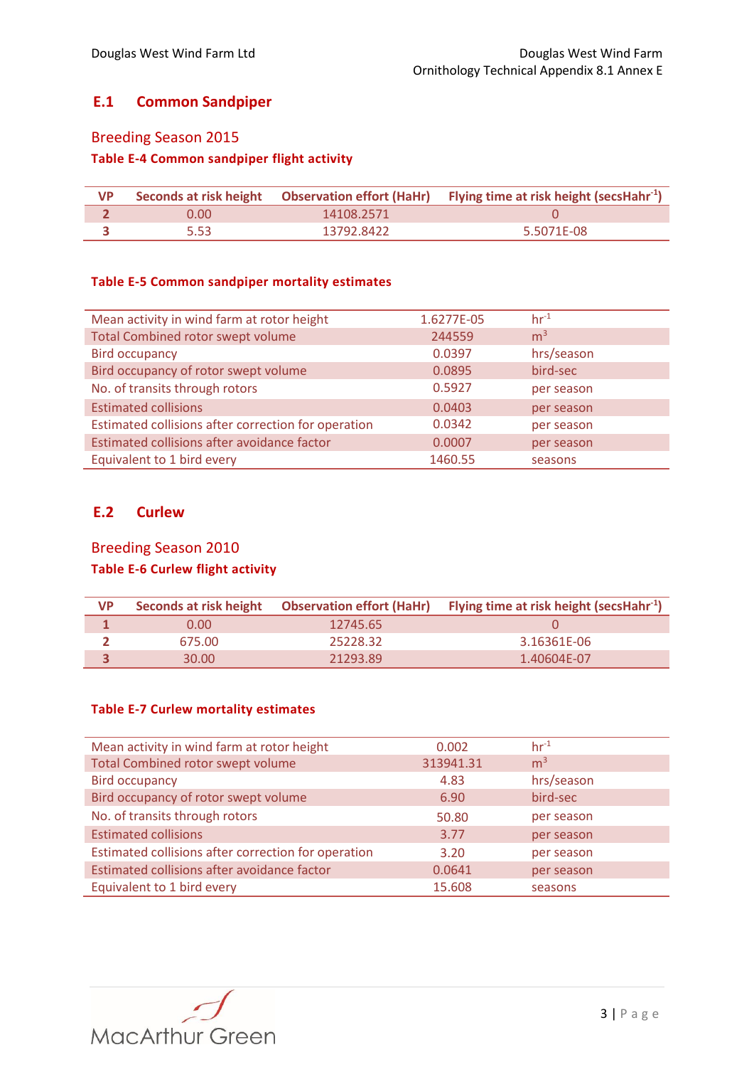## E.1 Common Sandpiper

### Breeding Season 2015

**Table E-4 Common sandpiper flight activity**

| VP | Seconds at risk height | Observation effort (HaHr) | Flying time at risk height (secsHahr$^{-1}$) |
|---|---|---|---|
| **2** | 0.00 | 14108.2571 | 0 |
| **3** | 5.53 | 13792.8422 | 5.5071E-08 |

**Table E-5 Common sandpiper mortality estimates**

| | | |
|---|---|---|
| Mean activity in wind farm at rotor height | 1.6277E-05 | hr$^{-1}$ |
| Total Combined rotor swept volume | 244559 | m$^3$ |
| Bird occupancy | 0.0397 | hrs/season |
| Bird occupancy of rotor swept volume | 0.0895 | bird-sec |
| No. of transits through rotors | 0.5927 | per season |
| Estimated collisions | 0.0403 | per season |
| Estimated collisions after correction for operation | 0.0342 | per season |
| Estimated collisions after avoidance factor | 0.0007 | per season |
| Equivalent to 1 bird every | 1460.55 | seasons |

## E.2 Curlew

### Breeding Season 2010

**Table E-6 Curlew flight activity**

| VP | Seconds at risk height | Observation effort (HaHr) | Flying time at risk height (secsHahr$^{-1}$) |
|---|---|---|---|
| **1** | 0.00 | 12745.65 | 0 |
| **2** | 675.00 | 25228.32 | 3.16361E-06 |
| **3** | 30.00 | 21293.89 | 1.40604E-07 |

**Table E-7 Curlew mortality estimates**

| | | |
|---|---|---|
| Mean activity in wind farm at rotor height | 0.002 | hr$^{-1}$ |
| Total Combined rotor swept volume | 313941.31 | m$^3$ |
| Bird occupancy | 4.83 | hrs/season |
| Bird occupancy of rotor swept volume | 6.90 | bird-sec |
| No. of transits through rotors | 50.80 | per season |
| Estimated collisions | 3.77 | per season |
| Estimated collisions after correction for operation | 3.20 | per season |
| Estimated collisions after avoidance factor | 0.0641 | per season |
| Equivalent to 1 bird every | 15.608 | seasons |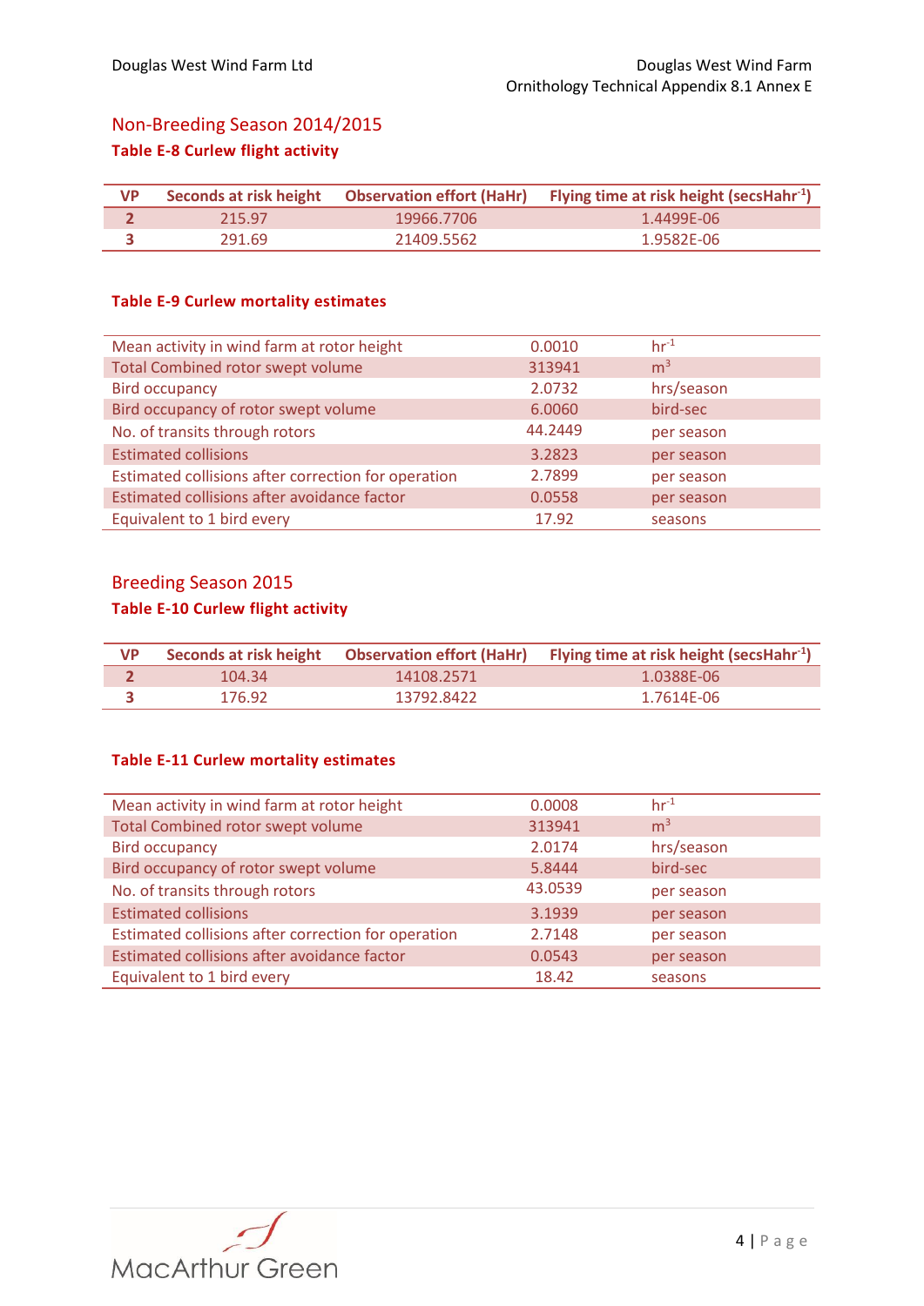## Non-Breeding Season 2014/2015

### Table E-8 Curlew flight activity

| VP | Seconds at risk height | Observation effort (HaHr) | Flying time at risk height (secsHahr$^{-1}$) |
|---|---|---|---|
| **2** | 215.97 | 19966.7706 | 1.4499E-06 |
| **3** | 291.69 | 21409.5562 | 1.9582E-06 |

### Table E-9 Curlew mortality estimates

| | | |
|---|---|---|
| Mean activity in wind farm at rotor height | 0.0010 | hr$^{-1}$ |
| Total Combined rotor swept volume | 313941 | m$^3$ |
| Bird occupancy | 2.0732 | hrs/season |
| Bird occupancy of rotor swept volume | 6.0060 | bird-sec |
| No. of transits through rotors | 44.2449 | per season |
| Estimated collisions | 3.2823 | per season |
| Estimated collisions after correction for operation | 2.7899 | per season |
| Estimated collisions after avoidance factor | 0.0558 | per season |
| Equivalent to 1 bird every | 17.92 | seasons |

## Breeding Season 2015

### Table E-10 Curlew flight activity

| VP | Seconds at risk height | Observation effort (HaHr) | Flying time at risk height (secsHahr$^{-1}$) |
|---|---|---|---|
| **2** | 104.34 | 14108.2571 | 1.0388E-06 |
| **3** | 176.92 | 13792.8422 | 1.7614E-06 |

### Table E-11 Curlew mortality estimates

| | | |
|---|---|---|
| Mean activity in wind farm at rotor height | 0.0008 | hr$^{-1}$ |
| Total Combined rotor swept volume | 313941 | m$^3$ |
| Bird occupancy | 2.0174 | hrs/season |
| Bird occupancy of rotor swept volume | 5.8444 | bird-sec |
| No. of transits through rotors | 43.0539 | per season |
| Estimated collisions | 3.1939 | per season |
| Estimated collisions after correction for operation | 2.7148 | per season |
| Estimated collisions after avoidance factor | 0.0543 | per season |
| Equivalent to 1 bird every | 18.42 | seasons |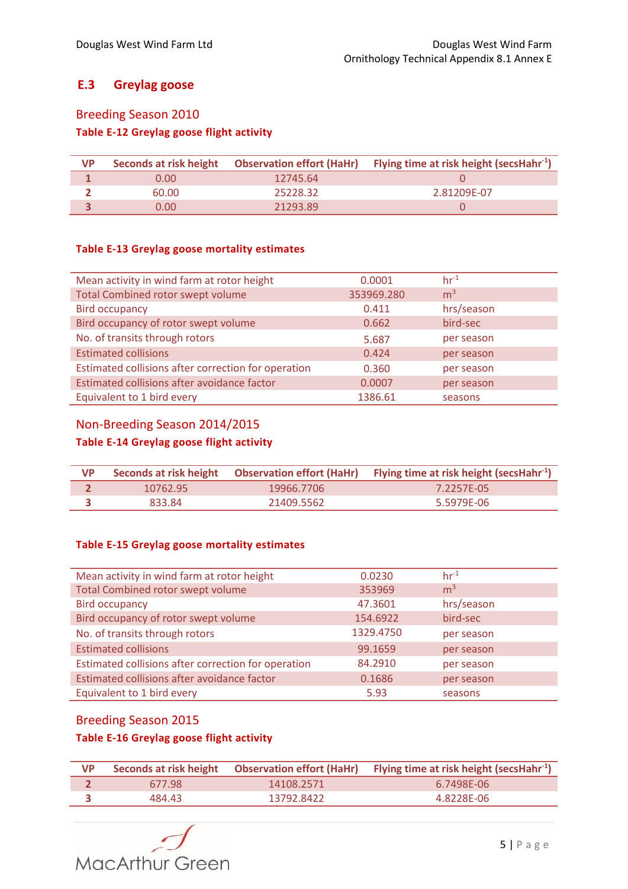## E.3 Greylag goose

### Breeding Season 2010

**Table E-12 Greylag goose flight activity**

| VP | Seconds at risk height | Observation effort (HaHr) | Flying time at risk height (secsHahr$^{-1}$) |
|---|---|---|---|
| 1 | 0.00 | 12745.64 | 0 |
| 2 | 60.00 | 25228.32 | 2.81209E-07 |
| 3 | 0.00 | 21293.89 | 0 |

**Table E-13 Greylag goose mortality estimates**

| | | |
|---|---|---|
| Mean activity in wind farm at rotor height | 0.0001 | hr$^{-1}$ |
| Total Combined rotor swept volume | 353969.280 | m$^3$ |
| Bird occupancy | 0.411 | hrs/season |
| Bird occupancy of rotor swept volume | 0.662 | bird-sec |
| No. of transits through rotors | 5.687 | per season |
| Estimated collisions | 0.424 | per season |
| Estimated collisions after correction for operation | 0.360 | per season |
| Estimated collisions after avoidance factor | 0.0007 | per season |
| Equivalent to 1 bird every | 1386.61 | seasons |

### Non-Breeding Season 2014/2015

**Table E-14 Greylag goose flight activity**

| VP | Seconds at risk height | Observation effort (HaHr) | Flying time at risk height (secsHahr$^{-1}$) |
|---|---|---|---|
| 2 | 10762.95 | 19966.7706 | 7.2257E-05 |
| 3 | 833.84 | 21409.5562 | 5.5979E-06 |

**Table E-15 Greylag goose mortality estimates**

| | | |
|---|---|---|
| Mean activity in wind farm at rotor height | 0.0230 | hr$^{-1}$ |
| Total Combined rotor swept volume | 353969 | m$^3$ |
| Bird occupancy | 47.3601 | hrs/season |
| Bird occupancy of rotor swept volume | 154.6922 | bird-sec |
| No. of transits through rotors | 1329.4750 | per season |
| Estimated collisions | 99.1659 | per season |
| Estimated collisions after correction for operation | 84.2910 | per season |
| Estimated collisions after avoidance factor | 0.1686 | per season |
| Equivalent to 1 bird every | 5.93 | seasons |

### Breeding Season 2015

**Table E-16 Greylag goose flight activity**

| VP | Seconds at risk height | Observation effort (HaHr) | Flying time at risk height (secsHahr$^{-1}$) |
|---|---|---|---|
| 2 | 677.98 | 14108.2571 | 6.7498E-06 |
| 3 | 484.43 | 13792.8422 | 4.8228E-06 |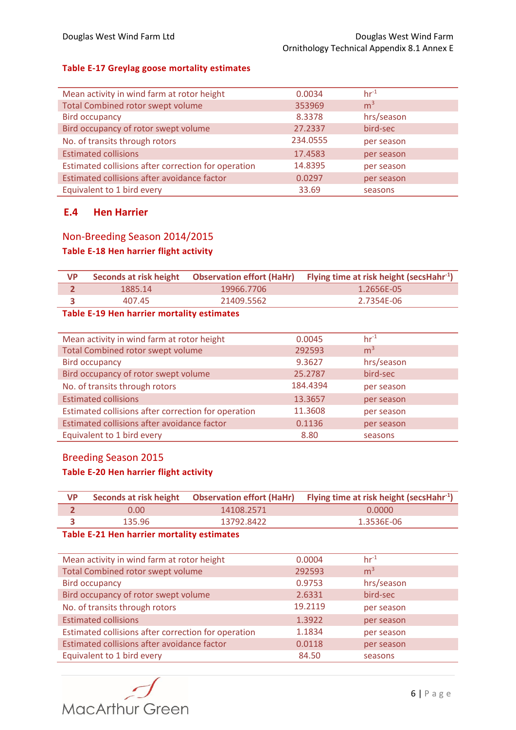**Table E-17 Greylag goose mortality estimates**

| | | |
|---|---|---|
| Mean activity in wind farm at rotor height | 0.0034 | $hr^{-1}$ |
| Total Combined rotor swept volume | 353969 | $m^3$ |
| Bird occupancy | 8.3378 | hrs/season |
| Bird occupancy of rotor swept volume | 27.2337 | bird-sec |
| No. of transits through rotors | 234.0555 | per season |
| Estimated collisions | 17.4583 | per season |
| Estimated collisions after correction for operation | 14.8395 | per season |
| Estimated collisions after avoidance factor | 0.0297 | per season |
| Equivalent to 1 bird every | 33.69 | seasons |

## E.4 Hen Harrier

### Non-Breeding Season 2014/2015

**Table E-18 Hen harrier flight activity**

| VP | Seconds at risk height | Observation effort (HaHr) | Flying time at risk height ($secsHahr^{-1}$) |
|---|---|---|---|
| 2 | 1885.14 | 19966.7706 | 1.2656E-05 |
| 3 | 407.45 | 21409.5562 | 2.7354E-06 |

**Table E-19 Hen harrier mortality estimates**

| | | |
|---|---|---|
| Mean activity in wind farm at rotor height | 0.0045 | $hr^{-1}$ |
| Total Combined rotor swept volume | 292593 | $m^3$ |
| Bird occupancy | 9.3627 | hrs/season |
| Bird occupancy of rotor swept volume | 25.2787 | bird-sec |
| No. of transits through rotors | 184.4394 | per season |
| Estimated collisions | 13.3657 | per season |
| Estimated collisions after correction for operation | 11.3608 | per season |
| Estimated collisions after avoidance factor | 0.1136 | per season |
| Equivalent to 1 bird every | 8.80 | seasons |

### Breeding Season 2015

**Table E-20 Hen harrier flight activity**

| VP | Seconds at risk height | Observation effort (HaHr) | Flying time at risk height ($secsHahr^{-1}$) |
|---|---|---|---|
| 2 | 0.00 | 14108.2571 | 0.0000 |
| 3 | 135.96 | 13792.8422 | 1.3536E-06 |

**Table E-21 Hen harrier mortality estimates**

| | | |
|---|---|---|
| Mean activity in wind farm at rotor height | 0.0004 | $hr^{-1}$ |
| Total Combined rotor swept volume | 292593 | $m^3$ |
| Bird occupancy | 0.9753 | hrs/season |
| Bird occupancy of rotor swept volume | 2.6331 | bird-sec |
| No. of transits through rotors | 19.2119 | per season |
| Estimated collisions | 1.3922 | per season |
| Estimated collisions after correction for operation | 1.1834 | per season |
| Estimated collisions after avoidance factor | 0.0118 | per season |
| Equivalent to 1 bird every | 84.50 | seasons |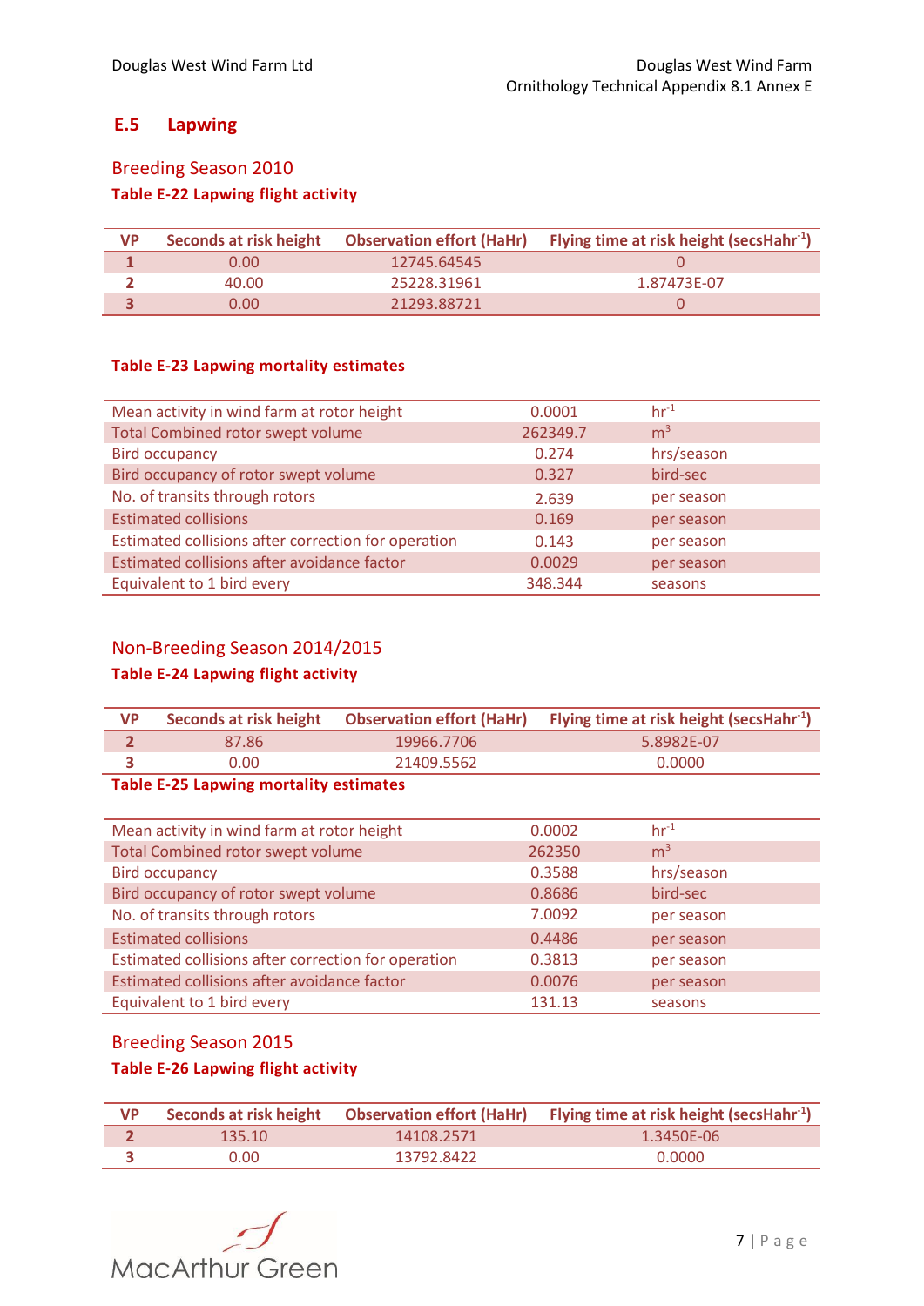## E.5 Lapwing

### Breeding Season 2010

**Table E-22 Lapwing flight activity**

| VP | Seconds at risk height | Observation effort (HaHr) | Flying time at risk height (secsHahr$^{-1}$) |
|---|---|---|---|
| 1 | 0.00 | 12745.64545 | 0 |
| 2 | 40.00 | 25228.31961 | 1.87473E-07 |
| 3 | 0.00 | 21293.88721 | 0 |

**Table E-23 Lapwing mortality estimates**

| | | |
|---|---|---|
| Mean activity in wind farm at rotor height | 0.0001 | hr$^{-1}$ |
| Total Combined rotor swept volume | 262349.7 | m$^3$ |
| Bird occupancy | 0.274 | hrs/season |
| Bird occupancy of rotor swept volume | 0.327 | bird-sec |
| No. of transits through rotors | 2.639 | per season |
| Estimated collisions | 0.169 | per season |
| Estimated collisions after correction for operation | 0.143 | per season |
| Estimated collisions after avoidance factor | 0.0029 | per season |
| Equivalent to 1 bird every | 348.344 | seasons |

### Non-Breeding Season 2014/2015

**Table E-24 Lapwing flight activity**

| VP | Seconds at risk height | Observation effort (HaHr) | Flying time at risk height (secsHahr$^{-1}$) |
|---|---|---|---|
| 2 | 87.86 | 19966.7706 | 5.8982E-07 |
| 3 | 0.00 | 21409.5562 | 0.0000 |

**Table E-25 Lapwing mortality estimates**

| | | |
|---|---|---|
| Mean activity in wind farm at rotor height | 0.0002 | hr$^{-1}$ |
| Total Combined rotor swept volume | 262350 | m$^3$ |
| Bird occupancy | 0.3588 | hrs/season |
| Bird occupancy of rotor swept volume | 0.8686 | bird-sec |
| No. of transits through rotors | 7.0092 | per season |
| Estimated collisions | 0.4486 | per season |
| Estimated collisions after correction for operation | 0.3813 | per season |
| Estimated collisions after avoidance factor | 0.0076 | per season |
| Equivalent to 1 bird every | 131.13 | seasons |

### Breeding Season 2015

**Table E-26 Lapwing flight activity**

| VP | Seconds at risk height | Observation effort (HaHr) | Flying time at risk height (secsHahr$^{-1}$) |
|---|---|---|---|
| 2 | 135.10 | 14108.2571 | 1.3450E-06 |
| 3 | 0.00 | 13792.8422 | 0.0000 |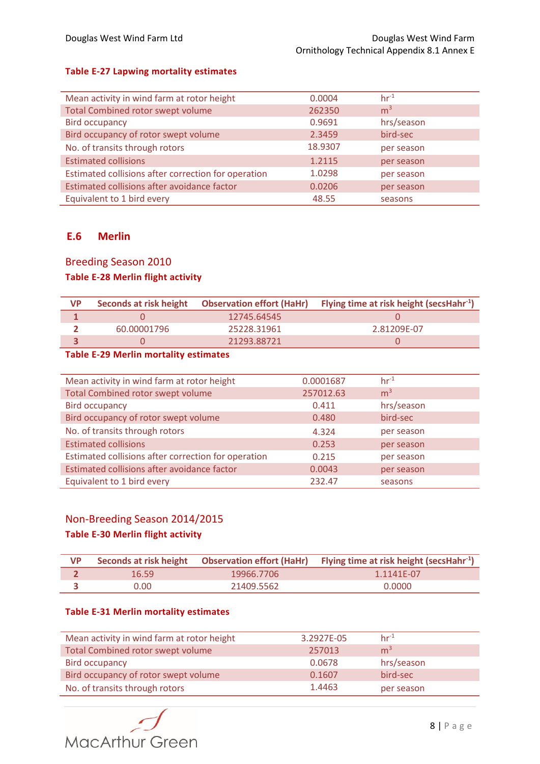**Table E-27 Lapwing mortality estimates**

| | | |
|---|---|---|
| Mean activity in wind farm at rotor height | 0.0004 | $hr^{-1}$ |
| Total Combined rotor swept volume | 262350 | $m^3$ |
| Bird occupancy | 0.9691 | hrs/season |
| Bird occupancy of rotor swept volume | 2.3459 | bird-sec |
| No. of transits through rotors | 18.9307 | per season |
| Estimated collisions | 1.2115 | per season |
| Estimated collisions after correction for operation | 1.0298 | per season |
| Estimated collisions after avoidance factor | 0.0206 | per season |
| Equivalent to 1 bird every | 48.55 | seasons |

## E.6 Merlin

### Breeding Season 2010

**Table E-28 Merlin flight activity**

| VP | Seconds at risk height | Observation effort (HaHr) | Flying time at risk height ($secsHahr^{-1}$) |
|---|---|---|---|
| 1 | 0 | 12745.64545 | 0 |
| 2 | 60.00001796 | 25228.31961 | 2.81209E-07 |
| 3 | 0 | 21293.88721 | 0 |

**Table E-29 Merlin mortality estimates**

| | | |
|---|---|---|
| Mean activity in wind farm at rotor height | 0.0001687 | $hr^{-1}$ |
| Total Combined rotor swept volume | 257012.63 | $m^3$ |
| Bird occupancy | 0.411 | hrs/season |
| Bird occupancy of rotor swept volume | 0.480 | bird-sec |
| No. of transits through rotors | 4.324 | per season |
| Estimated collisions | 0.253 | per season |
| Estimated collisions after correction for operation | 0.215 | per season |
| Estimated collisions after avoidance factor | 0.0043 | per season |
| Equivalent to 1 bird every | 232.47 | seasons |

### Non-Breeding Season 2014/2015

**Table E-30 Merlin flight activity**

| VP | Seconds at risk height | Observation effort (HaHr) | Flying time at risk height ($secsHahr^{-1}$) |
|---|---|---|---|
| 2 | 16.59 | 19966.7706 | 1.1141E-07 |
| 3 | 0.00 | 21409.5562 | 0.0000 |

**Table E-31 Merlin mortality estimates**

| | | |
|---|---|---|
| Mean activity in wind farm at rotor height | 3.2927E-05 | $hr^{-1}$ |
| Total Combined rotor swept volume | 257013 | $m^3$ |
| Bird occupancy | 0.0678 | hrs/season |
| Bird occupancy of rotor swept volume | 0.1607 | bird-sec |
| No. of transits through rotors | 1.4463 | per season |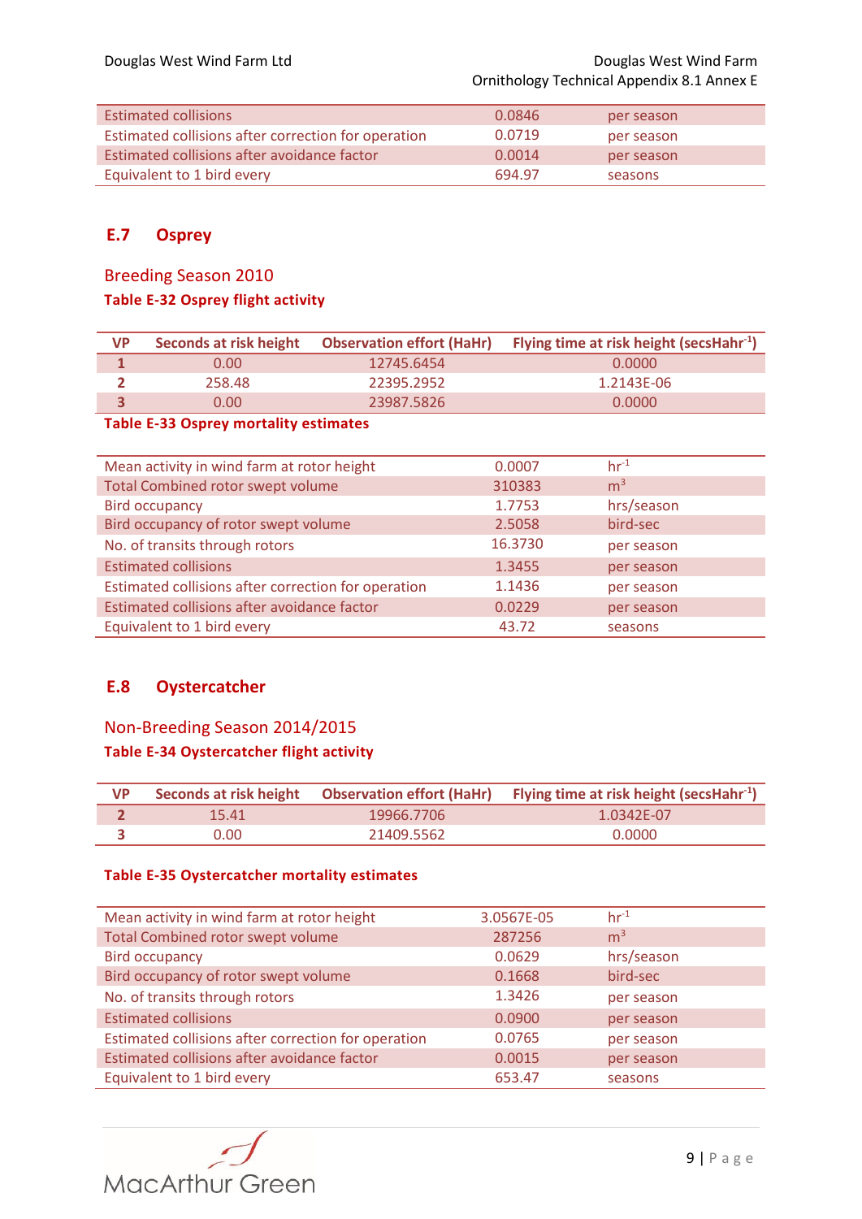| | | |
|---|---|---|
| Estimated collisions | 0.0846 | per season |
| Estimated collisions after correction for operation | 0.0719 | per season |
| Estimated collisions after avoidance factor | 0.0014 | per season |
| Equivalent to 1 bird every | 694.97 | seasons |

## E.7 Osprey

### Breeding Season 2010

**Table E-32 Osprey flight activity**

| VP | Seconds at risk height | Observation effort (HaHr) | Flying time at risk height (secsHahr$^{-1}$) |
|---|---|---|---|
| **1** | 0.00 | 12745.6454 | 0.0000 |
| **2** | 258.48 | 22395.2952 | 1.2143E-06 |
| **3** | 0.00 | 23987.5826 | 0.0000 |

**Table E-33 Osprey mortality estimates**

| | | |
|---|---|---|
| Mean activity in wind farm at rotor height | 0.0007 | hr$^{-1}$ |
| Total Combined rotor swept volume | 310383 | m$^3$ |
| Bird occupancy | 1.7753 | hrs/season |
| Bird occupancy of rotor swept volume | 2.5058 | bird-sec |
| No. of transits through rotors | 16.3730 | per season |
| Estimated collisions | 1.3455 | per season |
| Estimated collisions after correction for operation | 1.1436 | per season |
| Estimated collisions after avoidance factor | 0.0229 | per season |
| Equivalent to 1 bird every | 43.72 | seasons |

## E.8 Oystercatcher

### Non-Breeding Season 2014/2015

**Table E-34 Oystercatcher flight activity**

| VP | Seconds at risk height | Observation effort (HaHr) | Flying time at risk height (secsHahr$^{-1}$) |
|---|---|---|---|
| **2** | 15.41 | 19966.7706 | 1.0342E-07 |
| **3** | 0.00 | 21409.5562 | 0.0000 |

**Table E-35 Oystercatcher mortality estimates**

| | | |
|---|---|---|
| Mean activity in wind farm at rotor height | 3.0567E-05 | hr$^{-1}$ |
| Total Combined rotor swept volume | 287256 | m$^3$ |
| Bird occupancy | 0.0629 | hrs/season |
| Bird occupancy of rotor swept volume | 0.1668 | bird-sec |
| No. of transits through rotors | 1.3426 | per season |
| Estimated collisions | 0.0900 | per season |
| Estimated collisions after correction for operation | 0.0765 | per season |
| Estimated collisions after avoidance factor | 0.0015 | per season |
| Equivalent to 1 bird every | 653.47 | seasons |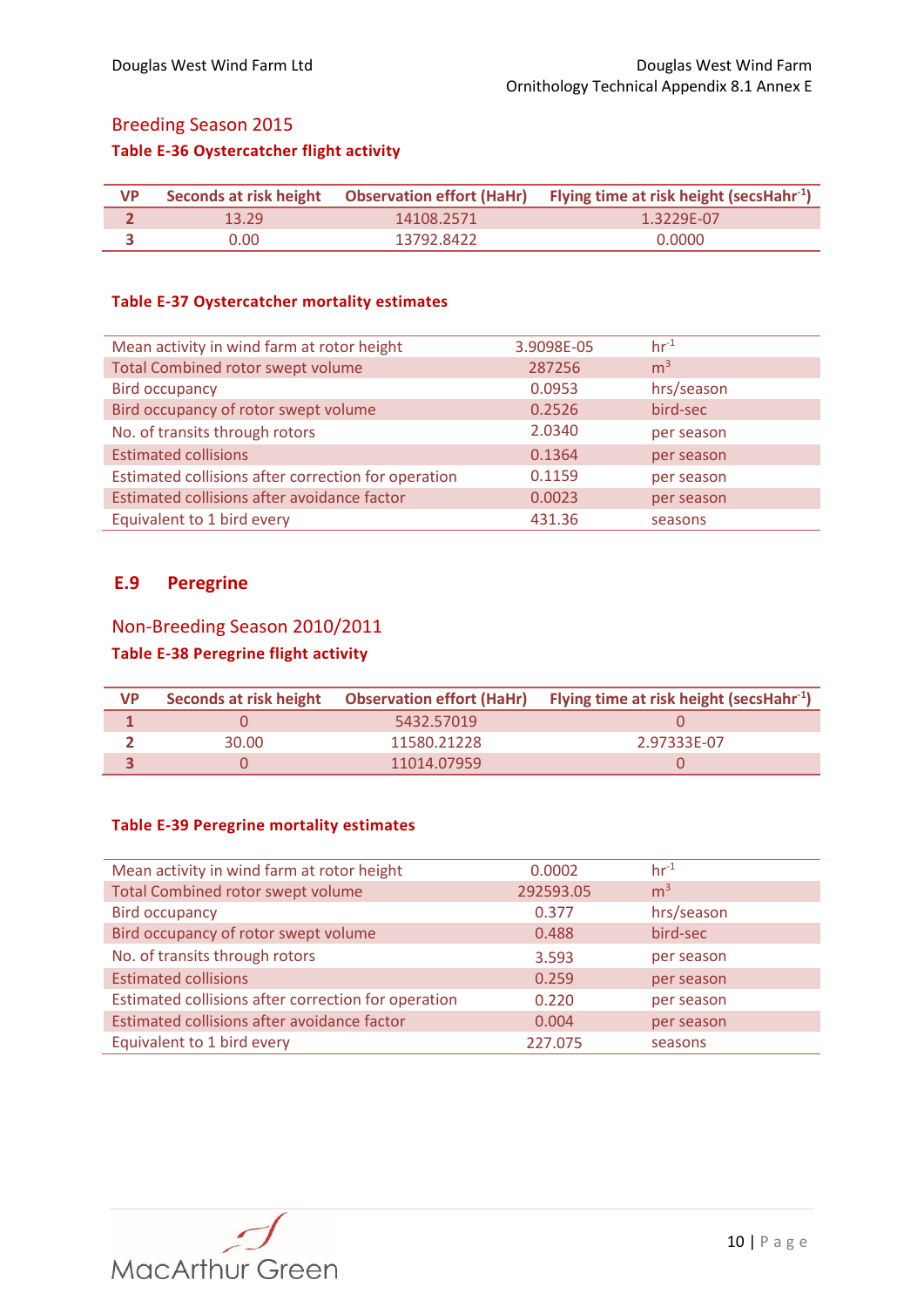## Breeding Season 2015

**Table E-36 Oystercatcher flight activity**

| VP | Seconds at risk height | Observation effort (HaHr) | Flying time at risk height (secsHahr$^{-1}$) |
|---|---|---|---|
| **2** | 13.29 | 14108.2571 | 1.3229E-07 |
| **3** | 0.00 | 13792.8422 | 0.0000 |

**Table E-37 Oystercatcher mortality estimates**

| | | |
|---|---|---|
| Mean activity in wind farm at rotor height | 3.9098E-05 | hr$^{-1}$ |
| Total Combined rotor swept volume | 287256 | m$^3$ |
| Bird occupancy | 0.0953 | hrs/season |
| Bird occupancy of rotor swept volume | 0.2526 | bird-sec |
| No. of transits through rotors | 2.0340 | per season |
| Estimated collisions | 0.1364 | per season |
| Estimated collisions after correction for operation | 0.1159 | per season |
| Estimated collisions after avoidance factor | 0.0023 | per season |
| Equivalent to 1 bird every | 431.36 | seasons |

# E.9 Peregrine

## Non-Breeding Season 2010/2011

**Table E-38 Peregrine flight activity**

| VP | Seconds at risk height | Observation effort (HaHr) | Flying time at risk height (secsHahr$^{-1}$) |
|---|---|---|---|
| **1** | 0 | 5432.57019 | 0 |
| **2** | 30.00 | 11580.21228 | 2.97333E-07 |
| **3** | 0 | 11014.07959 | 0 |

**Table E-39 Peregrine mortality estimates**

| | | |
|---|---|---|
| Mean activity in wind farm at rotor height | 0.0002 | hr$^{-1}$ |
| Total Combined rotor swept volume | 292593.05 | m$^3$ |
| Bird occupancy | 0.377 | hrs/season |
| Bird occupancy of rotor swept volume | 0.488 | bird-sec |
| No. of transits through rotors | 3.593 | per season |
| Estimated collisions | 0.259 | per season |
| Estimated collisions after correction for operation | 0.220 | per season |
| Estimated collisions after avoidance factor | 0.004 | per season |
| Equivalent to 1 bird every | 227.075 | seasons |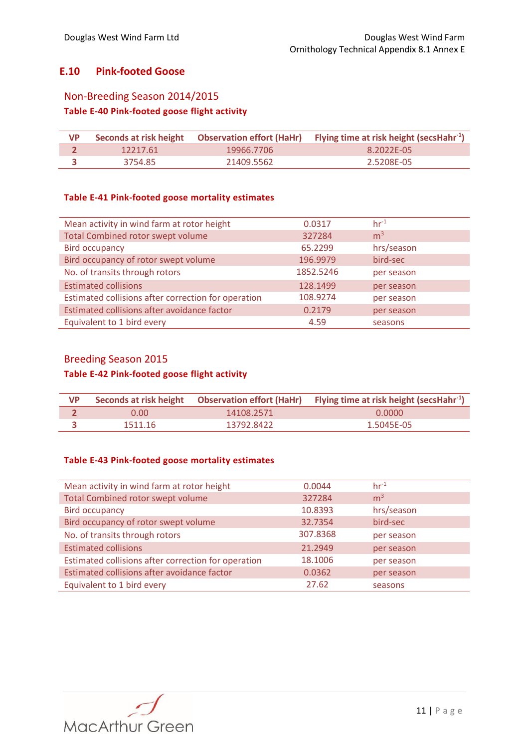## E.10 Pink-footed Goose

### Non-Breeding Season 2014/2015

**Table E-40 Pink-footed goose flight activity**

| VP | Seconds at risk height | Observation effort (HaHr) | Flying time at risk height (secsHahr$^{-1}$) |
|---|---|---|---|
| 2 | 12217.61 | 19966.7706 | 8.2022E-05 |
| 3 | 3754.85 | 21409.5562 | 2.5208E-05 |

**Table E-41 Pink-footed goose mortality estimates**

| | | |
|---|---|---|
| Mean activity in wind farm at rotor height | 0.0317 | hr$^{-1}$ |
| Total Combined rotor swept volume | 327284 | m$^3$ |
| Bird occupancy | 65.2299 | hrs/season |
| Bird occupancy of rotor swept volume | 196.9979 | bird-sec |
| No. of transits through rotors | 1852.5246 | per season |
| Estimated collisions | 128.1499 | per season |
| Estimated collisions after correction for operation | 108.9274 | per season |
| Estimated collisions after avoidance factor | 0.2179 | per season |
| Equivalent to 1 bird every | 4.59 | seasons |

### Breeding Season 2015

**Table E-42 Pink-footed goose flight activity**

| VP | Seconds at risk height | Observation effort (HaHr) | Flying time at risk height (secsHahr$^{-1}$) |
|---|---|---|---|
| 2 | 0.00 | 14108.2571 | 0.0000 |
| 3 | 1511.16 | 13792.8422 | 1.5045E-05 |

**Table E-43 Pink-footed goose mortality estimates**

| | | |
|---|---|---|
| Mean activity in wind farm at rotor height | 0.0044 | hr$^{-1}$ |
| Total Combined rotor swept volume | 327284 | m$^3$ |
| Bird occupancy | 10.8393 | hrs/season |
| Bird occupancy of rotor swept volume | 32.7354 | bird-sec |
| No. of transits through rotors | 307.8368 | per season |
| Estimated collisions | 21.2949 | per season |
| Estimated collisions after correction for operation | 18.1006 | per season |
| Estimated collisions after avoidance factor | 0.0362 | per season |
| Equivalent to 1 bird every | 27.62 | seasons |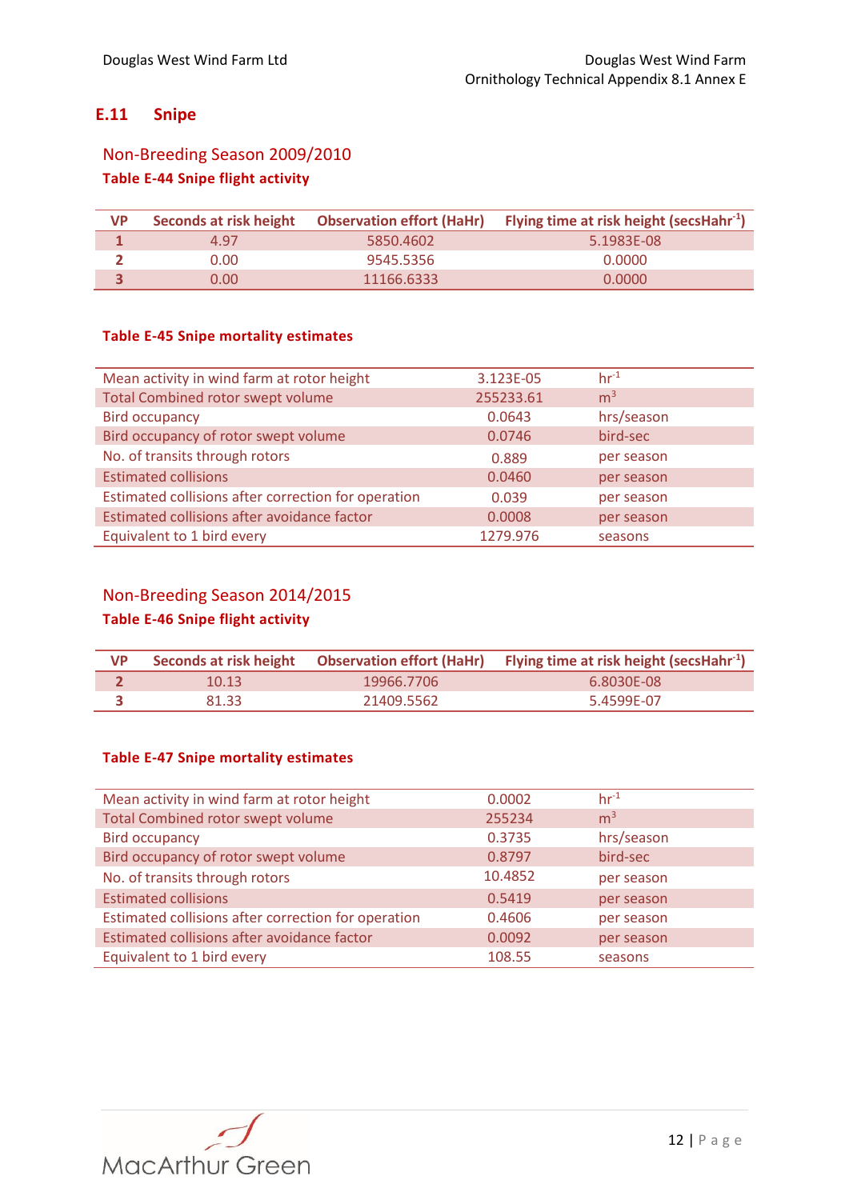## E.11 Snipe

### Non-Breeding Season 2009/2010

**Table E-44 Snipe flight activity**

| VP | Seconds at risk height | Observation effort (HaHr) | Flying time at risk height (secsHahr$^{-1}$) |
|---|---|---|---|
| **1** | 4.97 | 5850.4602 | 5.1983E-08 |
| **2** | 0.00 | 9545.5356 | 0.0000 |
| **3** | 0.00 | 11166.6333 | 0.0000 |

**Table E-45 Snipe mortality estimates**

| | | |
|---|---|---|
| Mean activity in wind farm at rotor height | 3.123E-05 | hr$^{-1}$ |
| Total Combined rotor swept volume | 255233.61 | m$^3$ |
| Bird occupancy | 0.0643 | hrs/season |
| Bird occupancy of rotor swept volume | 0.0746 | bird-sec |
| No. of transits through rotors | 0.889 | per season |
| Estimated collisions | 0.0460 | per season |
| Estimated collisions after correction for operation | 0.039 | per season |
| Estimated collisions after avoidance factor | 0.0008 | per season |
| Equivalent to 1 bird every | 1279.976 | seasons |

### Non-Breeding Season 2014/2015

**Table E-46 Snipe flight activity**

| VP | Seconds at risk height | Observation effort (HaHr) | Flying time at risk height (secsHahr$^{-1}$) |
|---|---|---|---|
| **2** | 10.13 | 19966.7706 | 6.8030E-08 |
| **3** | 81.33 | 21409.5562 | 5.4599E-07 |

**Table E-47 Snipe mortality estimates**

| | | |
|---|---|---|
| Mean activity in wind farm at rotor height | 0.0002 | hr$^{-1}$ |
| Total Combined rotor swept volume | 255234 | m$^3$ |
| Bird occupancy | 0.3735 | hrs/season |
| Bird occupancy of rotor swept volume | 0.8797 | bird-sec |
| No. of transits through rotors | 10.4852 | per season |
| Estimated collisions | 0.5419 | per season |
| Estimated collisions after correction for operation | 0.4606 | per season |
| Estimated collisions after avoidance factor | 0.0092 | per season |
| Equivalent to 1 bird every | 108.55 | seasons |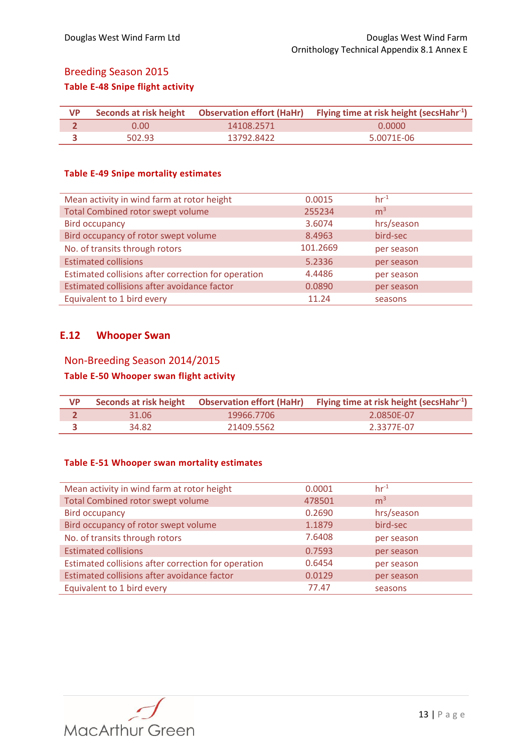### Breeding Season 2015

**Table E-48 Snipe flight activity**

| VP | Seconds at risk height | Observation effort (HaHr) | Flying time at risk height (secsHahr$^{-1}$) |
|---|---|---|---|
| 2 | 0.00 | 14108.2571 | 0.0000 |
| 3 | 502.93 | 13792.8422 | 5.0071E-06 |

**Table E-49 Snipe mortality estimates**

| | | |
|---|---|---|
| Mean activity in wind farm at rotor height | 0.0015 | hr$^{-1}$ |
| Total Combined rotor swept volume | 255234 | m$^3$ |
| Bird occupancy | 3.6074 | hrs/season |
| Bird occupancy of rotor swept volume | 8.4963 | bird-sec |
| No. of transits through rotors | 101.2669 | per season |
| Estimated collisions | 5.2336 | per season |
| Estimated collisions after correction for operation | 4.4486 | per season |
| Estimated collisions after avoidance factor | 0.0890 | per season |
| Equivalent to 1 bird every | 11.24 | seasons |

## E.12 Whooper Swan

### Non-Breeding Season 2014/2015

**Table E-50 Whooper swan flight activity**

| VP | Seconds at risk height | Observation effort (HaHr) | Flying time at risk height (secsHahr$^{-1}$) |
|---|---|---|---|
| 2 | 31.06 | 19966.7706 | 2.0850E-07 |
| 3 | 34.82 | 21409.5562 | 2.3377E-07 |

**Table E-51 Whooper swan mortality estimates**

| | | |
|---|---|---|
| Mean activity in wind farm at rotor height | 0.0001 | hr$^{-1}$ |
| Total Combined rotor swept volume | 478501 | m$^3$ |
| Bird occupancy | 0.2690 | hrs/season |
| Bird occupancy of rotor swept volume | 1.1879 | bird-sec |
| No. of transits through rotors | 7.6408 | per season |
| Estimated collisions | 0.7593 | per season |
| Estimated collisions after correction for operation | 0.6454 | per season |
| Estimated collisions after avoidance factor | 0.0129 | per season |
| Equivalent to 1 bird every | 77.47 | seasons |